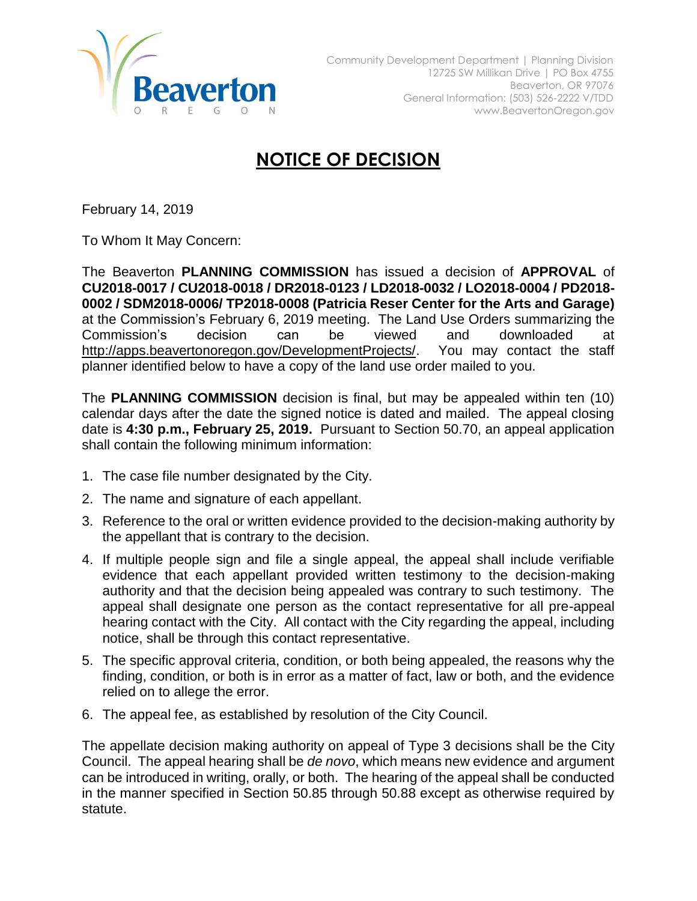Beaverton OREGON

Community Development Department | Planning Division
12725 SW Millikan Drive | PO Box 4755
Beaverton, OR 97076
General Information: (503) 526-2222 V/TDD
www.BeavertonOregon.gov

# NOTICE OF DECISION

February 14, 2019

To Whom It May Concern:

The Beaverton **PLANNING COMMISSION** has issued a decision of **APPROVAL** of **CU2018-0017 / CU2018-0018 / DR2018-0123 / LD2018-0032 / LO2018-0004 / PD2018-0002 / SDM2018-0006/ TP2018-0008 (Patricia Reser Center for the Arts and Garage)** at the Commission's February 6, 2019 meeting. The Land Use Orders summarizing the Commission's decision can be viewed and downloaded at http://apps.beavertonoregon.gov/DevelopmentProjects/. You may contact the staff planner identified below to have a copy of the land use order mailed to you.

The **PLANNING COMMISSION** decision is final, but may be appealed within ten (10) calendar days after the date the signed notice is dated and mailed. The appeal closing date is **4:30 p.m., February 25, 2019.** Pursuant to Section 50.70, an appeal application shall contain the following minimum information:

1. The case file number designated by the City.
2. The name and signature of each appellant.
3. Reference to the oral or written evidence provided to the decision-making authority by the appellant that is contrary to the decision.
4. If multiple people sign and file a single appeal, the appeal shall include verifiable evidence that each appellant provided written testimony to the decision-making authority and that the decision being appealed was contrary to such testimony. The appeal shall designate one person as the contact representative for all pre-appeal hearing contact with the City. All contact with the City regarding the appeal, including notice, shall be through this contact representative.
5. The specific approval criteria, condition, or both being appealed, the reasons why the finding, condition, or both is in error as a matter of fact, law or both, and the evidence relied on to allege the error.
6. The appeal fee, as established by resolution of the City Council.

The appellate decision making authority on appeal of Type 3 decisions shall be the City Council. The appeal hearing shall be *de novo*, which means new evidence and argument can be introduced in writing, orally, or both. The hearing of the appeal shall be conducted in the manner specified in Section 50.85 through 50.88 except as otherwise required by statute.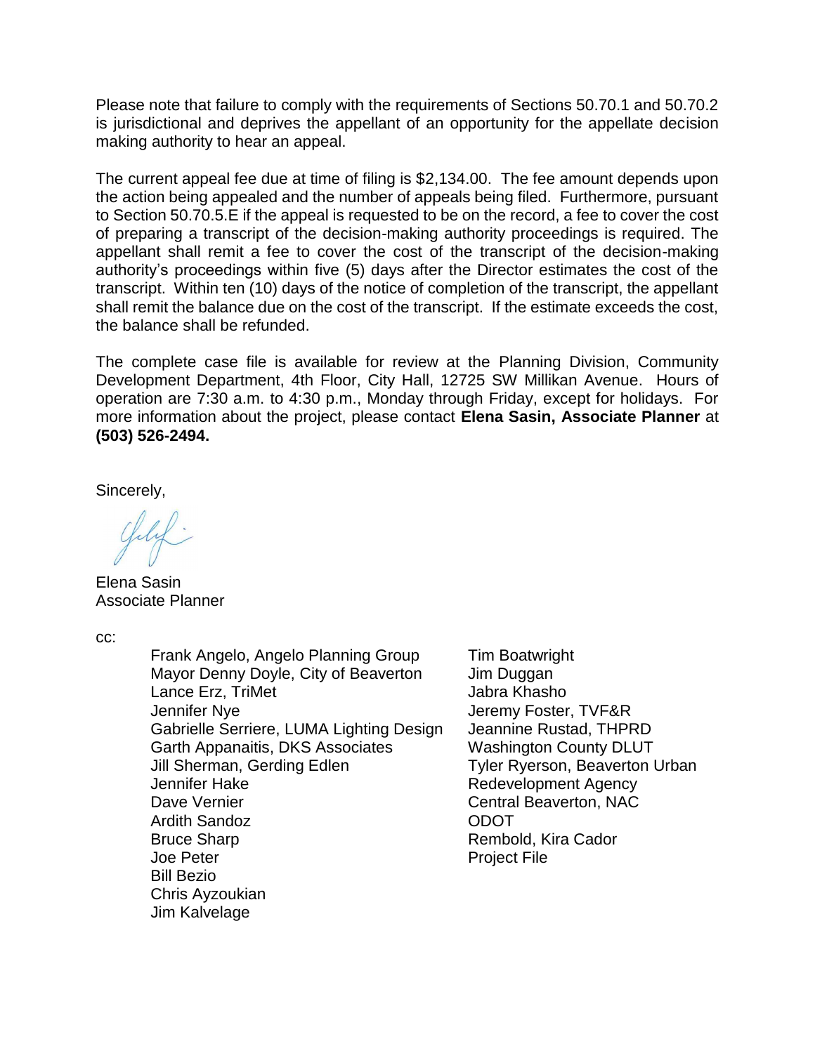Please note that failure to comply with the requirements of Sections 50.70.1 and 50.70.2 is jurisdictional and deprives the appellant of an opportunity for the appellate decision making authority to hear an appeal.

The current appeal fee due at time of filing is $2,134.00. The fee amount depends upon the action being appealed and the number of appeals being filed. Furthermore, pursuant to Section 50.70.5.E if the appeal is requested to be on the record, a fee to cover the cost of preparing a transcript of the decision-making authority proceedings is required. The appellant shall remit a fee to cover the cost of the transcript of the decision-making authority's proceedings within five (5) days after the Director estimates the cost of the transcript. Within ten (10) days of the notice of completion of the transcript, the appellant shall remit the balance due on the cost of the transcript. If the estimate exceeds the cost, the balance shall be refunded.

The complete case file is available for review at the Planning Division, Community Development Department, 4th Floor, City Hall, 12725 SW Millikan Avenue. Hours of operation are 7:30 a.m. to 4:30 p.m., Monday through Friday, except for holidays. For more information about the project, please contact **Elena Sasin, Associate Planner** at **(503) 526-2494.**

Sincerely,

Elena Sasin
Associate Planner

cc:

Frank Angelo, Angelo Planning Group
Mayor Denny Doyle, City of Beaverton
Lance Erz, TriMet
Jennifer Nye
Gabrielle Serriere, LUMA Lighting Design
Garth Appanaitis, DKS Associates
Jill Sherman, Gerding Edlen
Jennifer Hake
Dave Vernier
Ardith Sandoz
Bruce Sharp
Joe Peter
Bill Bezio
Chris Ayzoukian
Jim Kalvelage
Tim Boatwright
Jim Duggan
Jabra Khasho
Jeremy Foster, TVF&R
Jeannine Rustad, THPRD
Washington County DLUT
Tyler Ryerson, Beaverton Urban Redevelopment Agency
Central Beaverton, NAC
ODOT
Rembold, Kira Cador
Project File